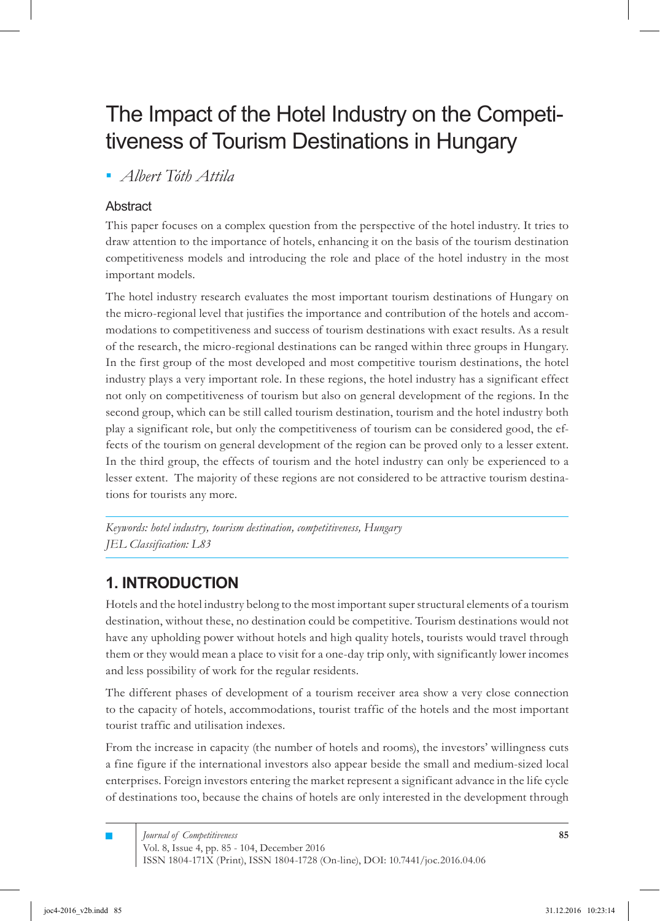# The Impact of the Hotel Industry on the Competitiveness of Tourism Destinations in Hungary

▪ *Albert Tóth Attila*

## Abstract

This paper focuses on a complex question from the perspective of the hotel industry. It tries to draw attention to the importance of hotels, enhancing it on the basis of the tourism destination competitiveness models and introducing the role and place of the hotel industry in the most important models.

The hotel industry research evaluates the most important tourism destinations of Hungary on the micro-regional level that justifies the importance and contribution of the hotels and accommodations to competitiveness and success of tourism destinations with exact results. As a result of the research, the micro-regional destinations can be ranged within three groups in Hungary. In the first group of the most developed and most competitive tourism destinations, the hotel industry plays a very important role. In these regions, the hotel industry has a significant effect not only on competitiveness of tourism but also on general development of the regions. In the second group, which can be still called tourism destination, tourism and the hotel industry both play a significant role, but only the competitiveness of tourism can be considered good, the effects of the tourism on general development of the region can be proved only to a lesser extent. In the third group, the effects of tourism and the hotel industry can only be experienced to a lesser extent. The majority of these regions are not considered to be attractive tourism destinations for tourists any more.

*Keywords: hotel industry, tourism destination, competitiveness, Hungary*
*JEL Classification: L83*

## 1. INTRODUCTION

Hotels and the hotel industry belong to the most important super structural elements of a tourism destination, without these, no destination could be competitive. Tourism destinations would not have any upholding power without hotels and high quality hotels, tourists would travel through them or they would mean a place to visit for a one-day trip only, with significantly lower incomes and less possibility of work for the regular residents.

The different phases of development of a tourism receiver area show a very close connection to the capacity of hotels, accommodations, tourist traffic of the hotels and the most important tourist traffic and utilisation indexes.

From the increase in capacity (the number of hotels and rooms), the investors' willingness cuts a fine figure if the international investors also appear beside the small and medium-sized local enterprises. Foreign investors entering the market represent a significant advance in the life cycle of destinations too, because the chains of hotels are only interested in the development through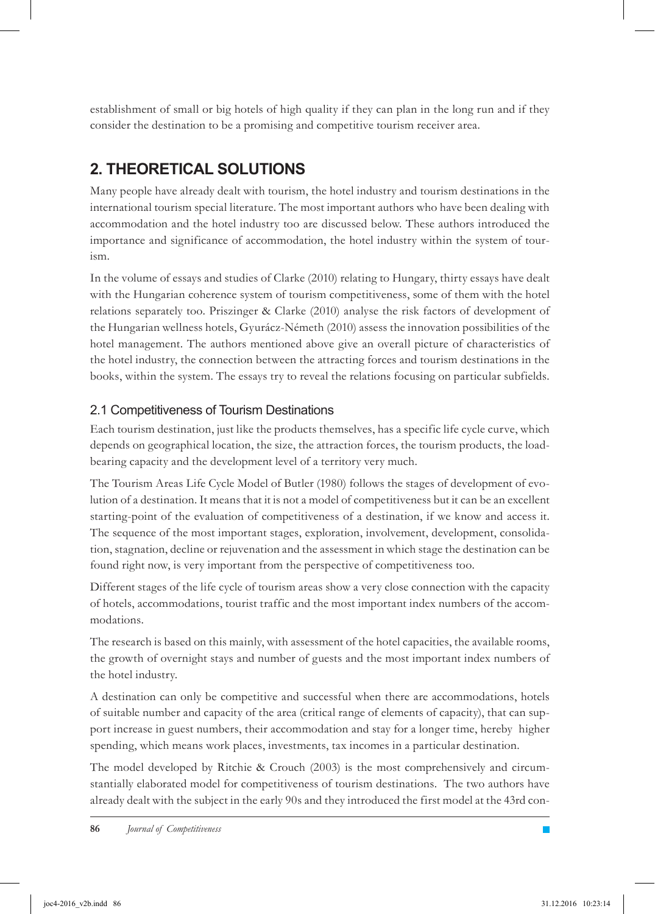establishment of small or big hotels of high quality if they can plan in the long run and if they consider the destination to be a promising and competitive tourism receiver area.

## 2. THEORETICAL SOLUTIONS

Many people have already dealt with tourism, the hotel industry and tourism destinations in the international tourism special literature. The most important authors who have been dealing with accommodation and the hotel industry too are discussed below. These authors introduced the importance and significance of accommodation, the hotel industry within the system of tourism.

In the volume of essays and studies of Clarke (2010) relating to Hungary, thirty essays have dealt with the Hungarian coherence system of tourism competitiveness, some of them with the hotel relations separately too. Priszinger & Clarke (2010) analyse the risk factors of development of the Hungarian wellness hotels, Gyurácz-Németh (2010) assess the innovation possibilities of the hotel management. The authors mentioned above give an overall picture of characteristics of the hotel industry, the connection between the attracting forces and tourism destinations in the books, within the system. The essays try to reveal the relations focusing on particular subfields.

### 2.1 Competitiveness of Tourism Destinations

Each tourism destination, just like the products themselves, has a specific life cycle curve, which depends on geographical location, the size, the attraction forces, the tourism products, the load-bearing capacity and the development level of a territory very much.

The Tourism Areas Life Cycle Model of Butler (1980) follows the stages of development of evolution of a destination. It means that it is not a model of competitiveness but it can be an excellent starting-point of the evaluation of competitiveness of a destination, if we know and access it. The sequence of the most important stages, exploration, involvement, development, consolidation, stagnation, decline or rejuvenation and the assessment in which stage the destination can be found right now, is very important from the perspective of competitiveness too.

Different stages of the life cycle of tourism areas show a very close connection with the capacity of hotels, accommodations, tourist traffic and the most important index numbers of the accommodations.

The research is based on this mainly, with assessment of the hotel capacities, the available rooms, the growth of overnight stays and number of guests and the most important index numbers of the hotel industry.

A destination can only be competitive and successful when there are accommodations, hotels of suitable number and capacity of the area (critical range of elements of capacity), that can support increase in guest numbers, their accommodation and stay for a longer time, hereby higher spending, which means work places, investments, tax incomes in a particular destination.

The model developed by Ritchie & Crouch (2003) is the most comprehensively and circumstantially elaborated model for competitiveness of tourism destinations. The two authors have already dealt with the subject in the early 90s and they introduced the first model at the 43rd con-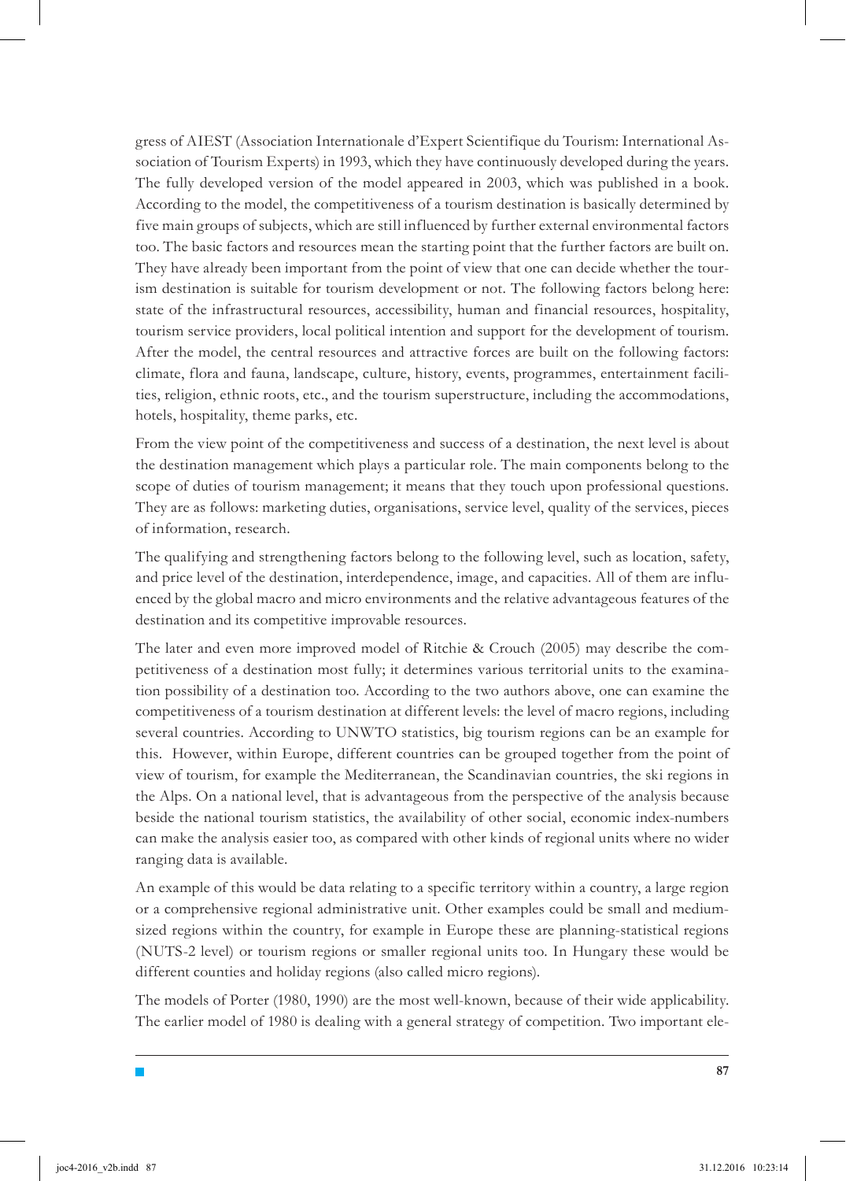gress of AIEST (Association Internationale d'Expert Scientifique du Tourism: International Association of Tourism Experts) in 1993, which they have continuously developed during the years. The fully developed version of the model appeared in 2003, which was published in a book. According to the model, the competitiveness of a tourism destination is basically determined by five main groups of subjects, which are still influenced by further external environmental factors too. The basic factors and resources mean the starting point that the further factors are built on. They have already been important from the point of view that one can decide whether the tourism destination is suitable for tourism development or not. The following factors belong here: state of the infrastructural resources, accessibility, human and financial resources, hospitality, tourism service providers, local political intention and support for the development of tourism. After the model, the central resources and attractive forces are built on the following factors: climate, flora and fauna, landscape, culture, history, events, programmes, entertainment facilities, religion, ethnic roots, etc., and the tourism superstructure, including the accommodations, hotels, hospitality, theme parks, etc.

From the view point of the competitiveness and success of a destination, the next level is about the destination management which plays a particular role. The main components belong to the scope of duties of tourism management; it means that they touch upon professional questions. They are as follows: marketing duties, organisations, service level, quality of the services, pieces of information, research.

The qualifying and strengthening factors belong to the following level, such as location, safety, and price level of the destination, interdependence, image, and capacities. All of them are influenced by the global macro and micro environments and the relative advantageous features of the destination and its competitive improvable resources.

The later and even more improved model of Ritchie & Crouch (2005) may describe the competitiveness of a destination most fully; it determines various territorial units to the examination possibility of a destination too. According to the two authors above, one can examine the competitiveness of a tourism destination at different levels: the level of macro regions, including several countries. According to UNWTO statistics, big tourism regions can be an example for this. However, within Europe, different countries can be grouped together from the point of view of tourism, for example the Mediterranean, the Scandinavian countries, the ski regions in the Alps. On a national level, that is advantageous from the perspective of the analysis because beside the national tourism statistics, the availability of other social, economic index-numbers can make the analysis easier too, as compared with other kinds of regional units where no wider ranging data is available.

An example of this would be data relating to a specific territory within a country, a large region or a comprehensive regional administrative unit. Other examples could be small and medium-sized regions within the country, for example in Europe these are planning-statistical regions (NUTS-2 level) or tourism regions or smaller regional units too. In Hungary these would be different counties and holiday regions (also called micro regions).

The models of Porter (1980, 1990) are the most well-known, because of their wide applicability. The earlier model of 1980 is dealing with a general strategy of competition. Two important ele-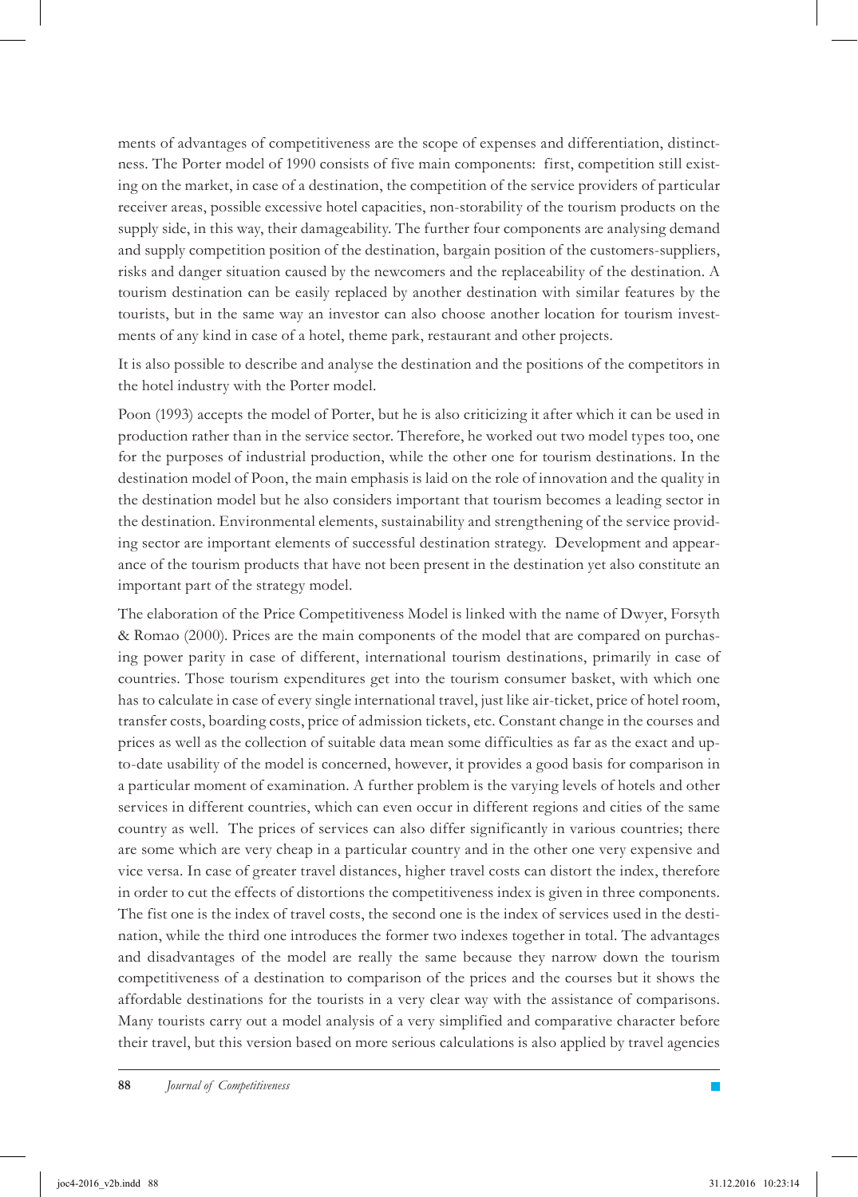ments of advantages of competitiveness are the scope of expenses and differentiation, distinctness. The Porter model of 1990 consists of five main components: first, competition still existing on the market, in case of a destination, the competition of the service providers of particular receiver areas, possible excessive hotel capacities, non-storability of the tourism products on the supply side, in this way, their damageability. The further four components are analysing demand and supply competition position of the destination, bargain position of the customers-suppliers, risks and danger situation caused by the newcomers and the replaceability of the destination. A tourism destination can be easily replaced by another destination with similar features by the tourists, but in the same way an investor can also choose another location for tourism investments of any kind in case of a hotel, theme park, restaurant and other projects.

It is also possible to describe and analyse the destination and the positions of the competitors in the hotel industry with the Porter model.

Poon (1993) accepts the model of Porter, but he is also criticizing it after which it can be used in production rather than in the service sector. Therefore, he worked out two model types too, one for the purposes of industrial production, while the other one for tourism destinations. In the destination model of Poon, the main emphasis is laid on the role of innovation and the quality in the destination model but he also considers important that tourism becomes a leading sector in the destination. Environmental elements, sustainability and strengthening of the service providing sector are important elements of successful destination strategy. Development and appearance of the tourism products that have not been present in the destination yet also constitute an important part of the strategy model.

The elaboration of the Price Competitiveness Model is linked with the name of Dwyer, Forsyth & Romao (2000). Prices are the main components of the model that are compared on purchasing power parity in case of different, international tourism destinations, primarily in case of countries. Those tourism expenditures get into the tourism consumer basket, with which one has to calculate in case of every single international travel, just like air-ticket, price of hotel room, transfer costs, boarding costs, price of admission tickets, etc. Constant change in the courses and prices as well as the collection of suitable data mean some difficulties as far as the exact and up-to-date usability of the model is concerned, however, it provides a good basis for comparison in a particular moment of examination. A further problem is the varying levels of hotels and other services in different countries, which can even occur in different regions and cities of the same country as well. The prices of services can also differ significantly in various countries; there are some which are very cheap in a particular country and in the other one very expensive and vice versa. In case of greater travel distances, higher travel costs can distort the index, therefore in order to cut the effects of distortions the competitiveness index is given in three components. The fist one is the index of travel costs, the second one is the index of services used in the destination, while the third one introduces the former two indexes together in total. The advantages and disadvantages of the model are really the same because they narrow down the tourism competitiveness of a destination to comparison of the prices and the courses but it shows the affordable destinations for the tourists in a very clear way with the assistance of comparisons. Many tourists carry out a model analysis of a very simplified and comparative character before their travel, but this version based on more serious calculations is also applied by travel agencies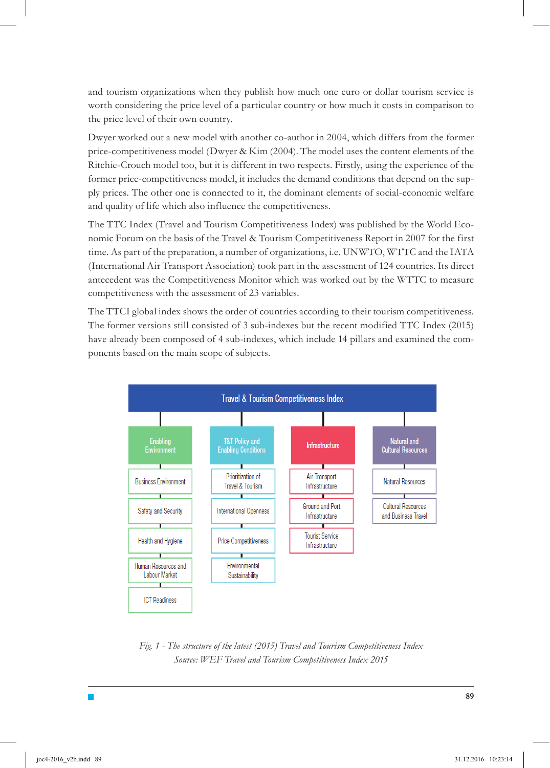and tourism organizations when they publish how much one euro or dollar tourism service is worth considering the price level of a particular country or how much it costs in comparison to the price level of their own country.

Dwyer worked out a new model with another co-author in 2004, which differs from the former price-competitiveness model (Dwyer & Kim (2004). The model uses the content elements of the Ritchie-Crouch model too, but it is different in two respects. Firstly, using the experience of the former price-competitiveness model, it includes the demand conditions that depend on the supply prices. The other one is connected to it, the dominant elements of social-economic welfare and quality of life which also influence the competitiveness.

The TTC Index (Travel and Tourism Competitiveness Index) was published by the World Economic Forum on the basis of the Travel & Tourism Competitiveness Report in 2007 for the first time. As part of the preparation, a number of organizations, i.e. UNWTO, WTTC and the IATA (International Air Transport Association) took part in the assessment of 124 countries. Its direct antecedent was the Competitiveness Monitor which was worked out by the WTTC to measure competitiveness with the assessment of 23 variables.

The TTCI global index shows the order of countries according to their tourism competitiveness. The former versions still consisted of 3 sub-indexes but the recent modified TTC Index (2015) have already been composed of 4 sub-indexes, which include 14 pillars and examined the components based on the main scope of subjects.

**Travel & Tourism Competitiveness Index**

| Enabling Environment | T&T Policy and Enabling Conditions | Infrastructure | Natural and Cultural Resources |
|---|---|---|---|
| Business Environment | Prioritization of Travel & Tourism | Air Transport Infrastructure | Natural Resources |
| Safety and Security | International Openness | Ground and Port Infrastructure | Cultural Resources and Business Travel |
| Health and Hygiene | Price Competitiveness | Tourist Service Infrastructure | |
| Human Resources and Labour Market | Environmental Sustainability | | |
| ICT Readiness | | | |

*Fig. 1 - The structure of the latest (2015) Travel and Tourism Competitiveness Index*
*Source: WEF Travel and Tourism Competitiveness Index 2015*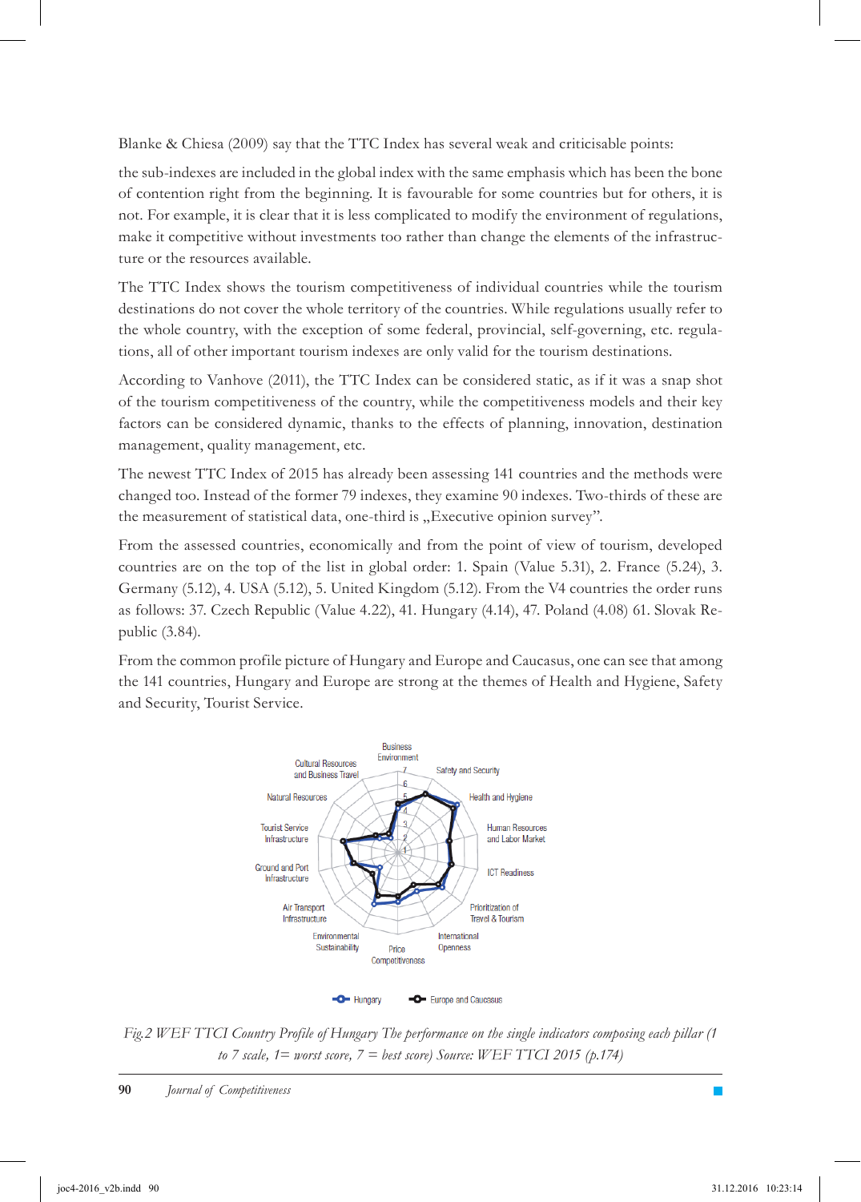Blanke & Chiesa (2009) say that the TTC Index has several weak and criticisable points:

the sub-indexes are included in the global index with the same emphasis which has been the bone of contention right from the beginning. It is favourable for some countries but for others, it is not. For example, it is clear that it is less complicated to modify the environment of regulations, make it competitive without investments too rather than change the elements of the infrastructure or the resources available.

The TTC Index shows the tourism competitiveness of individual countries while the tourism destinations do not cover the whole territory of the countries. While regulations usually refer to the whole country, with the exception of some federal, provincial, self-governing, etc. regulations, all of other important tourism indexes are only valid for the tourism destinations.

According to Vanhove (2011), the TTC Index can be considered static, as if it was a snap shot of the tourism competitiveness of the country, while the competitiveness models and their key factors can be considered dynamic, thanks to the effects of planning, innovation, destination management, quality management, etc.

The newest TTC Index of 2015 has already been assessing 141 countries and the methods were changed too. Instead of the former 79 indexes, they examine 90 indexes. Two-thirds of these are the measurement of statistical data, one-third is „Executive opinion survey".

From the assessed countries, economically and from the point of view of tourism, developed countries are on the top of the list in global order: 1. Spain (Value 5.31), 2. France (5.24), 3. Germany (5.12), 4. USA (5.12), 5. United Kingdom (5.12). From the V4 countries the order runs as follows: 37. Czech Republic (Value 4.22), 41. Hungary (4.14), 47. Poland (4.08) 61. Slovak Republic (3.84).

From the common profile picture of Hungary and Europe and Caucasus, one can see that among the 141 countries, Hungary and Europe are strong at the themes of Health and Hygiene, Safety and Security, Tourist Service.

*Fig.2 WEF TTCI Country Profile of Hungary The performance on the single indicators composing each pillar (1 to 7 scale, 1= worst score, 7 = best score) Source: WEF TTCI 2015 (p.174)*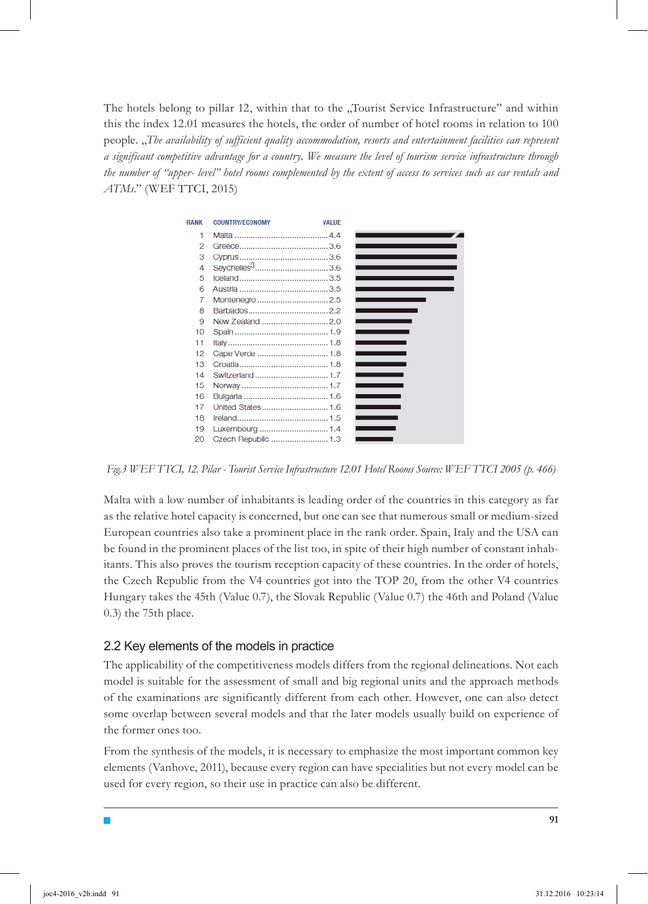The hotels belong to pillar 12, within that to the „Tourist Service Infrastructure" and within this the index 12.01 measures the hotels, the order of number of hotel rooms in relation to 100 people. „*The availability of sufficient quality accommodation, resorts and entertainment facilities can represent a significant competitive advantage for a country. We measure the level of tourism service infrastructure through the number of "upper- level" hotel rooms complemented by the extent of access to services such as car rentals and ATMs.*" (WEF TTCI, 2015)

| RANK | COUNTRY/ECONOMY | VALUE |
|---|---|---|
| 1 | Malta | 4.4 |
| 2 | Greece | 3.6 |
| 3 | Cyprus | 3.6 |
| 4 | Seychelles[3] | 3.6 |
| 5 | Iceland | 3.5 |
| 6 | Austria | 3.5 |
| 7 | Montenegro | 2.5 |
| 8 | Barbados | 2.2 |
| 9 | New Zealand | 2.0 |
| 10 | Spain | 1.9 |
| 11 | Italy | 1.8 |
| 12 | Cape Verde | 1.8 |
| 13 | Croatia | 1.8 |
| 14 | Switzerland | 1.7 |
| 15 | Norway | 1.7 |
| 16 | Bulgaria | 1.6 |
| 17 | United States | 1.6 |
| 18 | Ireland | 1.5 |
| 19 | Luxembourg | 1.4 |
| 20 | Czech Republic | 1.3 |

*Fig.3 WEF TTCI, 12. Pilar - Tourist Service Infrastructure 12.01 Hotel Rooms Source: WEF TTCI 2005 (p. 466)*

Malta with a low number of inhabitants is leading order of the countries in this category as far as the relative hotel capacity is concerned, but one can see that numerous small or medium-sized European countries also take a prominent place in the rank order. Spain, Italy and the USA can be found in the prominent places of the list too, in spite of their high number of constant inhabitants. This also proves the tourism reception capacity of these countries. In the order of hotels, the Czech Republic from the V4 countries got into the TOP 20, from the other V4 countries Hungary takes the 45th (Value 0.7), the Slovak Republic (Value 0.7) the 46th and Poland (Value 0.3) the 75th place.

## 2.2 Key elements of the models in practice

The applicability of the competitiveness models differs from the regional delineations. Not each model is suitable for the assessment of small and big regional units and the approach methods of the examinations are significantly different from each other. However, one can also detect some overlap between several models and that the later models usually build on experience of the former ones too.

From the synthesis of the models, it is necessary to emphasize the most important common key elements (Vanhove, 2011), because every region can have specialities but not every model can be used for every region, so their use in practice can also be different.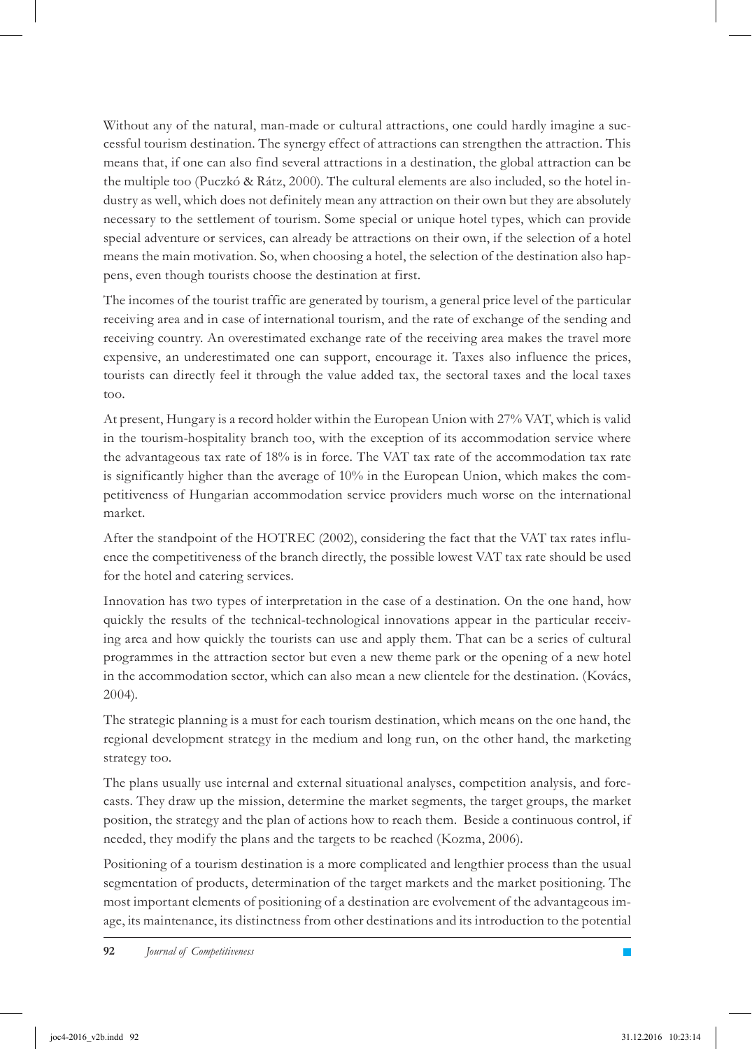Without any of the natural, man-made or cultural attractions, one could hardly imagine a successful tourism destination. The synergy effect of attractions can strengthen the attraction. This means that, if one can also find several attractions in a destination, the global attraction can be the multiple too (Puczkó & Rátz, 2000). The cultural elements are also included, so the hotel industry as well, which does not definitely mean any attraction on their own but they are absolutely necessary to the settlement of tourism. Some special or unique hotel types, which can provide special adventure or services, can already be attractions on their own, if the selection of a hotel means the main motivation. So, when choosing a hotel, the selection of the destination also happens, even though tourists choose the destination at first.

The incomes of the tourist traffic are generated by tourism, a general price level of the particular receiving area and in case of international tourism, and the rate of exchange of the sending and receiving country. An overestimated exchange rate of the receiving area makes the travel more expensive, an underestimated one can support, encourage it. Taxes also influence the prices, tourists can directly feel it through the value added tax, the sectoral taxes and the local taxes too.

At present, Hungary is a record holder within the European Union with 27% VAT, which is valid in the tourism-hospitality branch too, with the exception of its accommodation service where the advantageous tax rate of 18% is in force. The VAT tax rate of the accommodation tax rate is significantly higher than the average of 10% in the European Union, which makes the competitiveness of Hungarian accommodation service providers much worse on the international market.

After the standpoint of the HOTREC (2002), considering the fact that the VAT tax rates influence the competitiveness of the branch directly, the possible lowest VAT tax rate should be used for the hotel and catering services.

Innovation has two types of interpretation in the case of a destination. On the one hand, how quickly the results of the technical-technological innovations appear in the particular receiving area and how quickly the tourists can use and apply them. That can be a series of cultural programmes in the attraction sector but even a new theme park or the opening of a new hotel in the accommodation sector, which can also mean a new clientele for the destination. (Kovács, 2004).

The strategic planning is a must for each tourism destination, which means on the one hand, the regional development strategy in the medium and long run, on the other hand, the marketing strategy too.

The plans usually use internal and external situational analyses, competition analysis, and forecasts. They draw up the mission, determine the market segments, the target groups, the market position, the strategy and the plan of actions how to reach them. Beside a continuous control, if needed, they modify the plans and the targets to be reached (Kozma, 2006).

Positioning of a tourism destination is a more complicated and lengthier process than the usual segmentation of products, determination of the target markets and the market positioning. The most important elements of positioning of a destination are evolvement of the advantageous image, its maintenance, its distinctness from other destinations and its introduction to the potential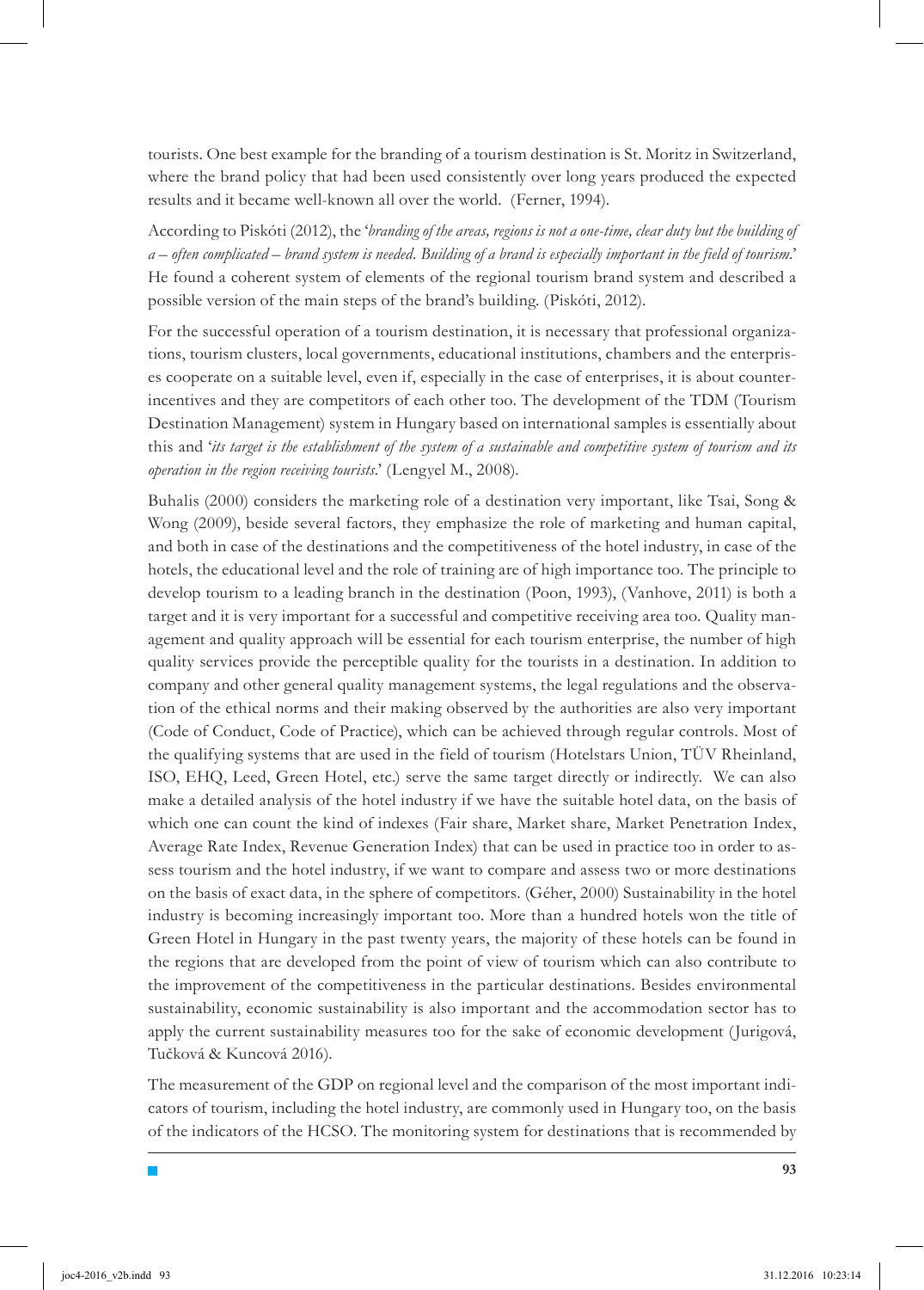tourists. One best example for the branding of a tourism destination is St. Moritz in Switzerland, where the brand policy that had been used consistently over long years produced the expected results and it became well-known all over the world. (Ferner, 1994).

According to Piskóti (2012), the '*branding of the areas, regions is not a one-time, clear duty but the building of a – often complicated – brand system is needed. Building of a brand is especially important in the field of tourism*.' He found a coherent system of elements of the regional tourism brand system and described a possible version of the main steps of the brand's building. (Piskóti, 2012).

For the successful operation of a tourism destination, it is necessary that professional organizations, tourism clusters, local governments, educational institutions, chambers and the enterprises cooperate on a suitable level, even if, especially in the case of enterprises, it is about counter-incentives and they are competitors of each other too. The development of the TDM (Tourism Destination Management) system in Hungary based on international samples is essentially about this and '*its target is the establishment of the system of a sustainable and competitive system of tourism and its operation in the region receiving tourists*.' (Lengyel M., 2008).

Buhalis (2000) considers the marketing role of a destination very important, like Tsai, Song & Wong (2009), beside several factors, they emphasize the role of marketing and human capital, and both in case of the destinations and the competitiveness of the hotel industry, in case of the hotels, the educational level and the role of training are of high importance too. The principle to develop tourism to a leading branch in the destination (Poon, 1993), (Vanhove, 2011) is both a target and it is very important for a successful and competitive receiving area too. Quality management and quality approach will be essential for each tourism enterprise, the number of high quality services provide the perceptible quality for the tourists in a destination. In addition to company and other general quality management systems, the legal regulations and the observation of the ethical norms and their making observed by the authorities are also very important (Code of Conduct, Code of Practice), which can be achieved through regular controls. Most of the qualifying systems that are used in the field of tourism (Hotelstars Union, TÜV Rheinland, ISO, EHQ, Leed, Green Hotel, etc.) serve the same target directly or indirectly. We can also make a detailed analysis of the hotel industry if we have the suitable hotel data, on the basis of which one can count the kind of indexes (Fair share, Market share, Market Penetration Index, Average Rate Index, Revenue Generation Index) that can be used in practice too in order to assess tourism and the hotel industry, if we want to compare and assess two or more destinations on the basis of exact data, in the sphere of competitors. (Géher, 2000) Sustainability in the hotel industry is becoming increasingly important too. More than a hundred hotels won the title of Green Hotel in Hungary in the past twenty years, the majority of these hotels can be found in the regions that are developed from the point of view of tourism which can also contribute to the improvement of the competitiveness in the particular destinations. Besides environmental sustainability, economic sustainability is also important and the accommodation sector has to apply the current sustainability measures too for the sake of economic development (Jurigová, Tučková & Kuncová 2016).

The measurement of the GDP on regional level and the comparison of the most important indicators of tourism, including the hotel industry, are commonly used in Hungary too, on the basis of the indicators of the HCSO. The monitoring system for destinations that is recommended by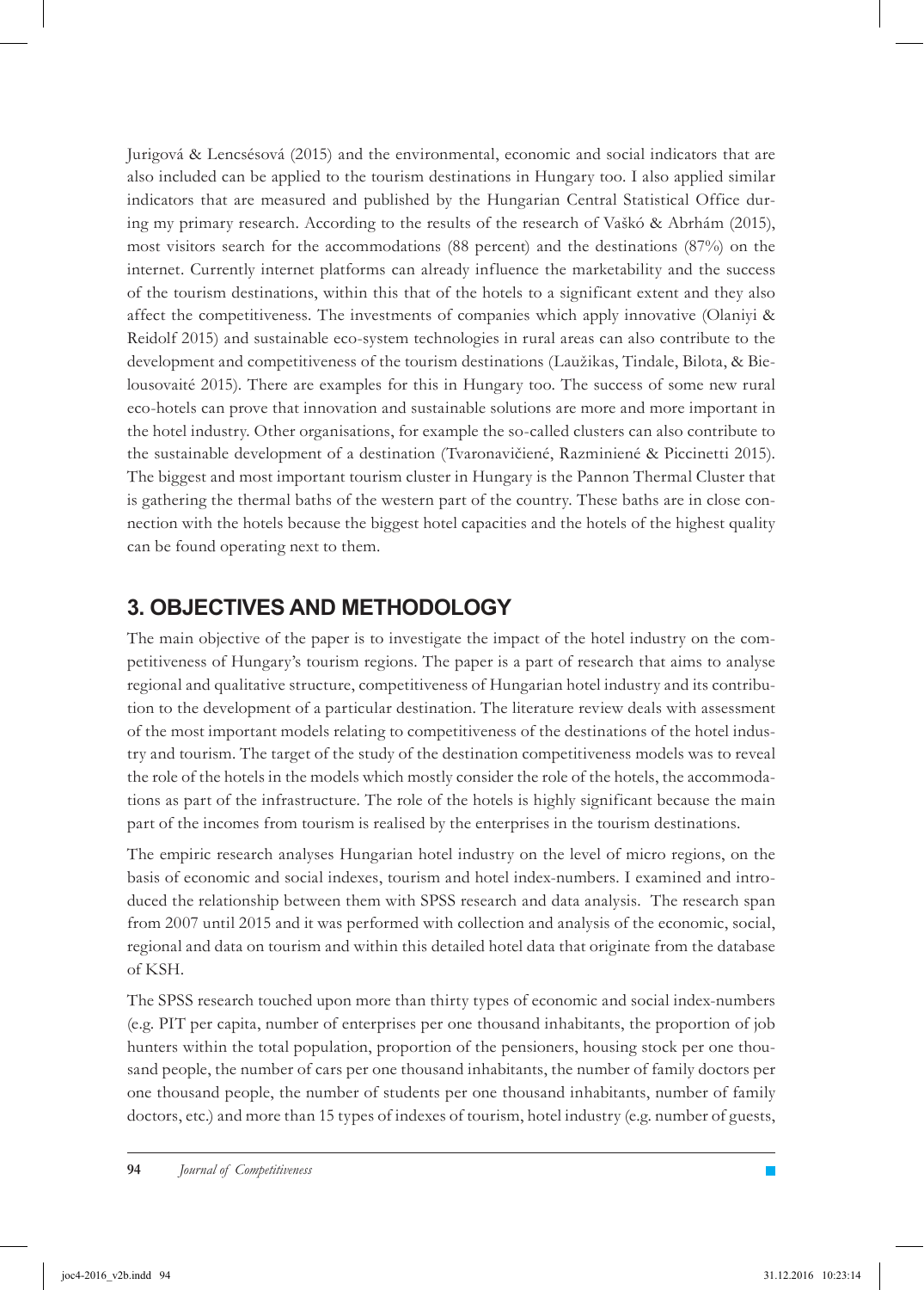Jurigová & Lencsésová (2015) and the environmental, economic and social indicators that are also included can be applied to the tourism destinations in Hungary too. I also applied similar indicators that are measured and published by the Hungarian Central Statistical Office during my primary research. According to the results of the research of Vaškó & Abrhám (2015), most visitors search for the accommodations (88 percent) and the destinations (87%) on the internet. Currently internet platforms can already influence the marketability and the success of the tourism destinations, within this that of the hotels to a significant extent and they also affect the competitiveness. The investments of companies which apply innovative (Olaniyi & Reidolf 2015) and sustainable eco-system technologies in rural areas can also contribute to the development and competitiveness of the tourism destinations (Laužikas, Tindale, Bilota, & Bielousovaitė 2015). There are examples for this in Hungary too. The success of some new rural eco-hotels can prove that innovation and sustainable solutions are more and more important in the hotel industry. Other organisations, for example the so-called clusters can also contribute to the sustainable development of a destination (Tvaronavičienė, Razminienė & Piccinetti 2015). The biggest and most important tourism cluster in Hungary is the Pannon Thermal Cluster that is gathering the thermal baths of the western part of the country. These baths are in close connection with the hotels because the biggest hotel capacities and the hotels of the highest quality can be found operating next to them.

## 3. OBJECTIVES AND METHODOLOGY

The main objective of the paper is to investigate the impact of the hotel industry on the competitiveness of Hungary's tourism regions. The paper is a part of research that aims to analyse regional and qualitative structure, competitiveness of Hungarian hotel industry and its contribution to the development of a particular destination. The literature review deals with assessment of the most important models relating to competitiveness of the destinations of the hotel industry and tourism. The target of the study of the destination competitiveness models was to reveal the role of the hotels in the models which mostly consider the role of the hotels, the accommodations as part of the infrastructure. The role of the hotels is highly significant because the main part of the incomes from tourism is realised by the enterprises in the tourism destinations.

The empiric research analyses Hungarian hotel industry on the level of micro regions, on the basis of economic and social indexes, tourism and hotel index-numbers. I examined and introduced the relationship between them with SPSS research and data analysis. The research span from 2007 until 2015 and it was performed with collection and analysis of the economic, social, regional and data on tourism and within this detailed hotel data that originate from the database of KSH.

The SPSS research touched upon more than thirty types of economic and social index-numbers (e.g. PIT per capita, number of enterprises per one thousand inhabitants, the proportion of job hunters within the total population, proportion of the pensioners, housing stock per one thousand people, the number of cars per one thousand inhabitants, the number of family doctors per one thousand people, the number of students per one thousand inhabitants, number of family doctors, etc.) and more than 15 types of indexes of tourism, hotel industry (e.g. number of guests,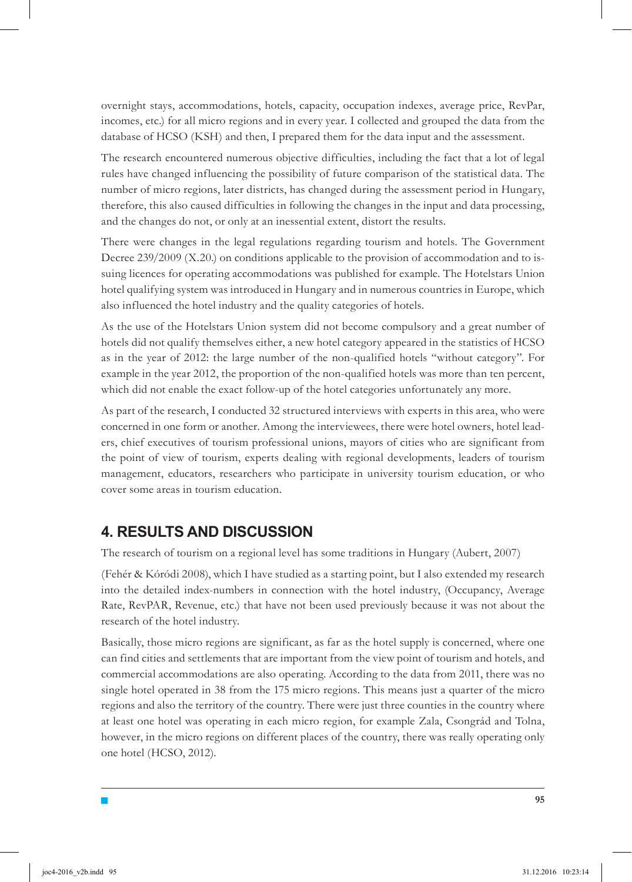overnight stays, accommodations, hotels, capacity, occupation indexes, average price, RevPar, incomes, etc.) for all micro regions and in every year. I collected and grouped the data from the database of HCSO (KSH) and then, I prepared them for the data input and the assessment.

The research encountered numerous objective difficulties, including the fact that a lot of legal rules have changed influencing the possibility of future comparison of the statistical data. The number of micro regions, later districts, has changed during the assessment period in Hungary, therefore, this also caused difficulties in following the changes in the input and data processing, and the changes do not, or only at an inessential extent, distort the results.

There were changes in the legal regulations regarding tourism and hotels. The Government Decree 239/2009 (X.20.) on conditions applicable to the provision of accommodation and to issuing licences for operating accommodations was published for example. The Hotelstars Union hotel qualifying system was introduced in Hungary and in numerous countries in Europe, which also influenced the hotel industry and the quality categories of hotels.

As the use of the Hotelstars Union system did not become compulsory and a great number of hotels did not qualify themselves either, a new hotel category appeared in the statistics of HCSO as in the year of 2012: the large number of the non-qualified hotels "without category". For example in the year 2012, the proportion of the non-qualified hotels was more than ten percent, which did not enable the exact follow-up of the hotel categories unfortunately any more.

As part of the research, I conducted 32 structured interviews with experts in this area, who were concerned in one form or another. Among the interviewees, there were hotel owners, hotel leaders, chief executives of tourism professional unions, mayors of cities who are significant from the point of view of tourism, experts dealing with regional developments, leaders of tourism management, educators, researchers who participate in university tourism education, or who cover some areas in tourism education.

## 4. RESULTS AND DISCUSSION

The research of tourism on a regional level has some traditions in Hungary (Aubert, 2007)

(Fehér & Kóródi 2008), which I have studied as a starting point, but I also extended my research into the detailed index-numbers in connection with the hotel industry, (Occupancy, Average Rate, RevPAR, Revenue, etc.) that have not been used previously because it was not about the research of the hotel industry.

Basically, those micro regions are significant, as far as the hotel supply is concerned, where one can find cities and settlements that are important from the view point of tourism and hotels, and commercial accommodations are also operating. According to the data from 2011, there was no single hotel operated in 38 from the 175 micro regions. This means just a quarter of the micro regions and also the territory of the country. There were just three counties in the country where at least one hotel was operating in each micro region, for example Zala, Csongrád and Tolna, however, in the micro regions on different places of the country, there was really operating only one hotel (HCSO, 2012).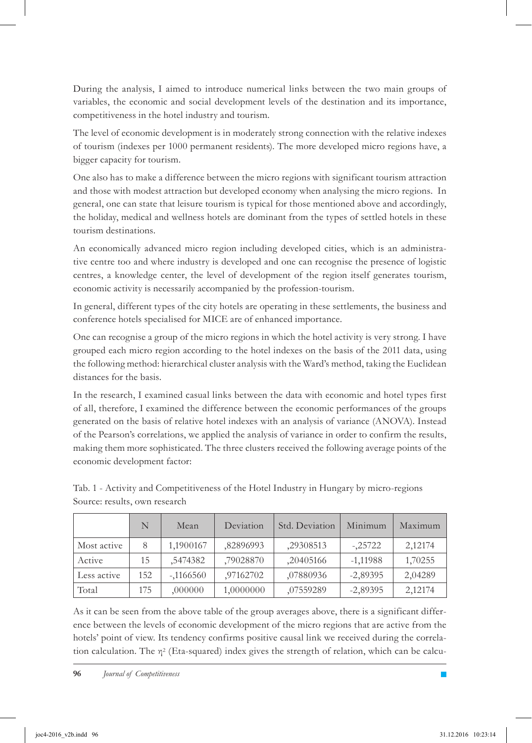During the analysis, I aimed to introduce numerical links between the two main groups of variables, the economic and social development levels of the destination and its importance, competitiveness in the hotel industry and tourism.

The level of economic development is in moderately strong connection with the relative indexes of tourism (indexes per 1000 permanent residents). The more developed micro regions have, a bigger capacity for tourism.

One also has to make a difference between the micro regions with significant tourism attraction and those with modest attraction but developed economy when analysing the micro regions. In general, one can state that leisure tourism is typical for those mentioned above and accordingly, the holiday, medical and wellness hotels are dominant from the types of settled hotels in these tourism destinations.

An economically advanced micro region including developed cities, which is an administrative centre too and where industry is developed and one can recognise the presence of logistic centres, a knowledge center, the level of development of the region itself generates tourism, economic activity is necessarily accompanied by the profession-tourism.

In general, different types of the city hotels are operating in these settlements, the business and conference hotels specialised for MICE are of enhanced importance.

One can recognise a group of the micro regions in which the hotel activity is very strong. I have grouped each micro region according to the hotel indexes on the basis of the 2011 data, using the following method: hierarchical cluster analysis with the Ward's method, taking the Euclidean distances for the basis.

In the research, I examined casual links between the data with economic and hotel types first of all, therefore, I examined the difference between the economic performances of the groups generated on the basis of relative hotel indexes with an analysis of variance (ANOVA). Instead of the Pearson's correlations, we applied the analysis of variance in order to confirm the results, making them more sophisticated. The three clusters received the following average points of the economic development factor:

Tab. 1 - Activity and Competitiveness of the Hotel Industry in Hungary by micro-regions
Source: results, own research

| | N | Mean | Deviation | Std. Deviation | Minimum | Maximum |
|---|---|---|---|---|---|---|
| Most active | 8 | 1,1900167 | ,82896993 | ,29308513 | -,25722 | 2,12174 |
| Active | 15 | ,5474382 | ,79028870 | ,20405166 | -1,11988 | 1,70255 |
| Less active | 152 | -,1166560 | ,97162702 | ,07880936 | -2,89395 | 2,04289 |
| Total | 175 | ,000000 | 1,0000000 | ,07559289 | -2,89395 | 2,12174 |

As it can be seen from the above table of the group averages above, there is a significant difference between the levels of economic development of the micro regions that are active from the hotels' point of view. Its tendency confirms positive causal link we received during the correlation calculation. The $\eta^2$ (Eta-squared) index gives the strength of relation, which can be calcu-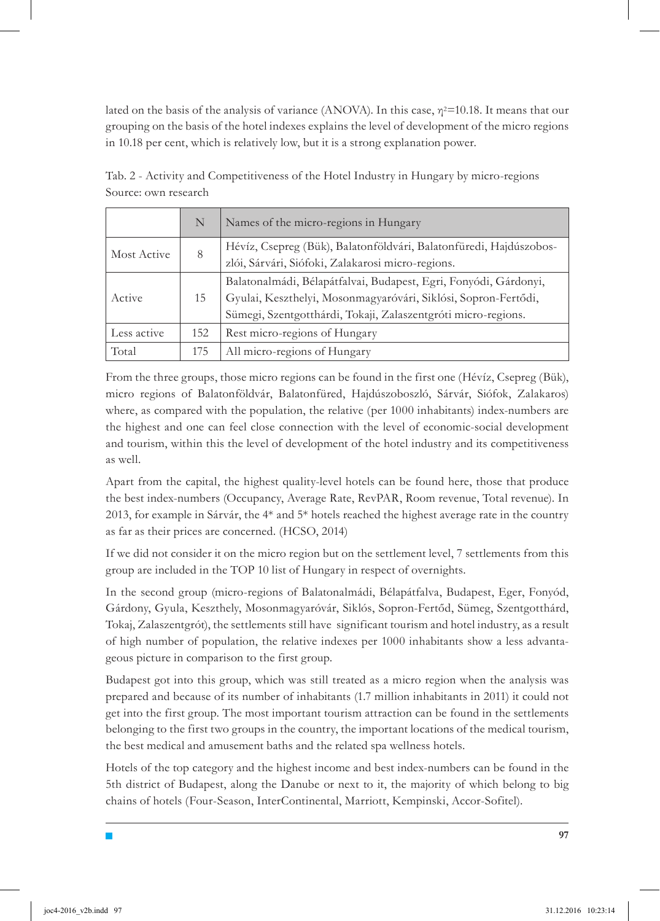lated on the basis of the analysis of variance (ANOVA). In this case, $\eta^2$=10.18. It means that our grouping on the basis of the hotel indexes explains the level of development of the micro regions in 10.18 per cent, which is relatively low, but it is a strong explanation power.

Tab. 2 - Activity and Competitiveness of the Hotel Industry in Hungary by micro-regions
Source: own research

| | N | Names of the micro-regions in Hungary |
|---|---|---|
| Most Active | 8 | Hévíz, Csepreg (Bük), Balatonföldvári, Balatonfüredi, Hajdúszoboszlói, Sárvári, Siófoki, Zalakarosi micro-regions. |
| Active | 15 | Balatonalmádi, Bélapátfalvai, Budapest, Egri, Fonyódi, Gárdonyi, Gyulai, Keszthelyi, Mosonmagyaróvári, Siklósi, Sopron-Fertődi, Sümegi, Szentgotthárdi, Tokaji, Zalaszentgróti micro-regions. |
| Less active | 152 | Rest micro-regions of Hungary |
| Total | 175 | All micro-regions of Hungary |

From the three groups, those micro regions can be found in the first one (Hévíz, Csepreg (Bük), micro regions of Balatonföldvár, Balatonfüred, Hajdúszoboszló, Sárvár, Siófok, Zalakaros) where, as compared with the population, the relative (per 1000 inhabitants) index-numbers are the highest and one can feel close connection with the level of economic-social development and tourism, within this the level of development of the hotel industry and its competitiveness as well.

Apart from the capital, the highest quality-level hotels can be found here, those that produce the best index-numbers (Occupancy, Average Rate, RevPAR, Room revenue, Total revenue). In 2013, for example in Sárvár, the 4* and 5* hotels reached the highest average rate in the country as far as their prices are concerned. (HCSO, 2014)

If we did not consider it on the micro region but on the settlement level, 7 settlements from this group are included in the TOP 10 list of Hungary in respect of overnights.

In the second group (micro-regions of Balatonalmádi, Bélapátfalva, Budapest, Eger, Fonyód, Gárdony, Gyula, Keszthely, Mosonmagyaróvár, Siklós, Sopron-Fertőd, Sümeg, Szentgotthárd, Tokaj, Zalaszentgrót), the settlements still have significant tourism and hotel industry, as a result of high number of population, the relative indexes per 1000 inhabitants show a less advantageous picture in comparison to the first group.

Budapest got into this group, which was still treated as a micro region when the analysis was prepared and because of its number of inhabitants (1.7 million inhabitants in 2011) it could not get into the first group. The most important tourism attraction can be found in the settlements belonging to the first two groups in the country, the important locations of the medical tourism, the best medical and amusement baths and the related spa wellness hotels.

Hotels of the top category and the highest income and best index-numbers can be found in the 5th district of Budapest, along the Danube or next to it, the majority of which belong to big chains of hotels (Four-Season, InterContinental, Marriott, Kempinski, Accor-Sofitel).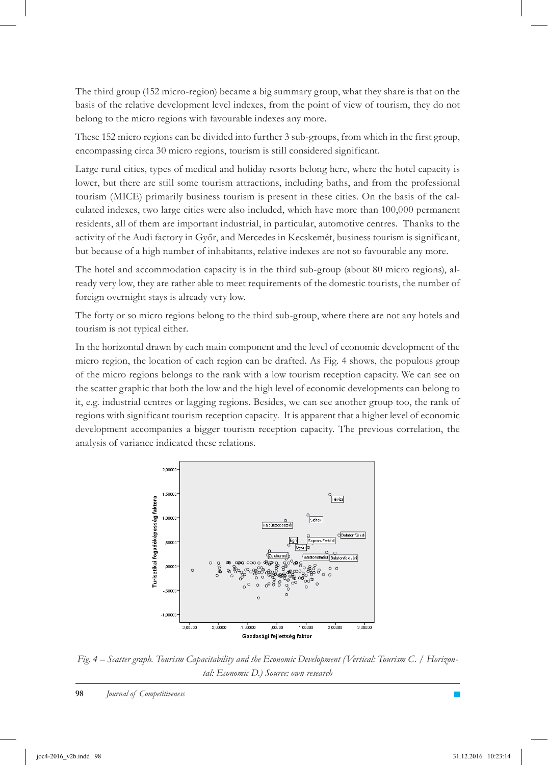The third group (152 micro-region) became a big summary group, what they share is that on the basis of the relative development level indexes, from the point of view of tourism, they do not belong to the micro regions with favourable indexes any more.

These 152 micro regions can be divided into further 3 sub-groups, from which in the first group, encompassing circa 30 micro regions, tourism is still considered significant.

Large rural cities, types of medical and holiday resorts belong here, where the hotel capacity is lower, but there are still some tourism attractions, including baths, and from the professional tourism (MICE) primarily business tourism is present in these cities. On the basis of the calculated indexes, two large cities were also included, which have more than 100,000 permanent residents, all of them are important industrial, in particular, automotive centres. Thanks to the activity of the Audi factory in Győr, and Mercedes in Kecskemét, business tourism is significant, but because of a high number of inhabitants, relative indexes are not so favourable any more.

The hotel and accommodation capacity is in the third sub-group (about 80 micro regions), already very low, they are rather able to meet requirements of the domestic tourists, the number of foreign overnight stays is already very low.

The forty or so micro regions belong to the third sub-group, where there are not any hotels and tourism is not typical either.

In the horizontal drawn by each main component and the level of economic development of the micro region, the location of each region can be drafted. As Fig. 4 shows, the populous group of the micro regions belongs to the rank with a low tourism reception capacity. We can see on the scatter graphic that both the low and the high level of economic developments can belong to it, e.g. industrial centres or lagging regions. Besides, we can see another group too, the rank of regions with significant tourism reception capacity. It is apparent that a higher level of economic development accompanies a bigger tourism reception capacity. The previous correlation, the analysis of variance indicated these relations.

*Fig. 4 – Scatter graph. Tourism Capacitability and the Economic Development (Vertical: Tourism C. / Horizontal: Economic D.) Source: own research*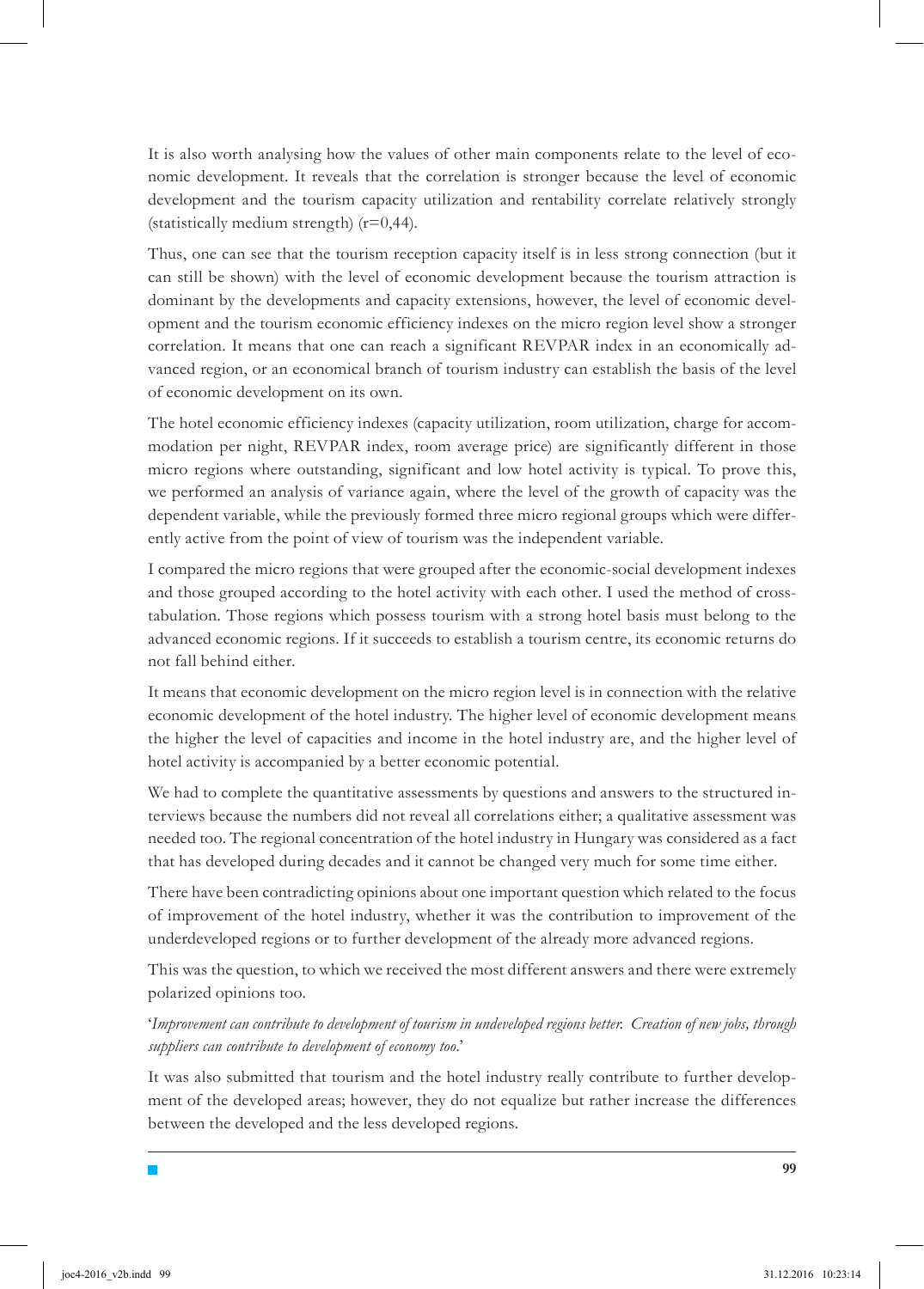It is also worth analysing how the values of other main components relate to the level of economic development. It reveals that the correlation is stronger because the level of economic development and the tourism capacity utilization and rentability correlate relatively strongly (statistically medium strength) ($r=0{,}44$).

Thus, one can see that the tourism reception capacity itself is in less strong connection (but it can still be shown) with the level of economic development because the tourism attraction is dominant by the developments and capacity extensions, however, the level of economic development and the tourism economic efficiency indexes on the micro region level show a stronger correlation. It means that one can reach a significant REVPAR index in an economically advanced region, or an economical branch of tourism industry can establish the basis of the level of economic development on its own.

The hotel economic efficiency indexes (capacity utilization, room utilization, charge for accommodation per night, REVPAR index, room average price) are significantly different in those micro regions where outstanding, significant and low hotel activity is typical. To prove this, we performed an analysis of variance again, where the level of the growth of capacity was the dependent variable, while the previously formed three micro regional groups which were differently active from the point of view of tourism was the independent variable.

I compared the micro regions that were grouped after the economic-social development indexes and those grouped according to the hotel activity with each other. I used the method of cross-tabulation. Those regions which possess tourism with a strong hotel basis must belong to the advanced economic regions. If it succeeds to establish a tourism centre, its economic returns do not fall behind either.

It means that economic development on the micro region level is in connection with the relative economic development of the hotel industry. The higher level of economic development means the higher the level of capacities and income in the hotel industry are, and the higher level of hotel activity is accompanied by a better economic potential.

We had to complete the quantitative assessments by questions and answers to the structured interviews because the numbers did not reveal all correlations either; a qualitative assessment was needed too. The regional concentration of the hotel industry in Hungary was considered as a fact that has developed during decades and it cannot be changed very much for some time either.

There have been contradicting opinions about one important question which related to the focus of improvement of the hotel industry, whether it was the contribution to improvement of the underdeveloped regions or to further development of the already more advanced regions.

This was the question, to which we received the most different answers and there were extremely polarized opinions too.

'*Improvement can contribute to development of tourism in undeveloped regions better. Creation of new jobs, through suppliers can contribute to development of economy too.*'

It was also submitted that tourism and the hotel industry really contribute to further development of the developed areas; however, they do not equalize but rather increase the differences between the developed and the less developed regions.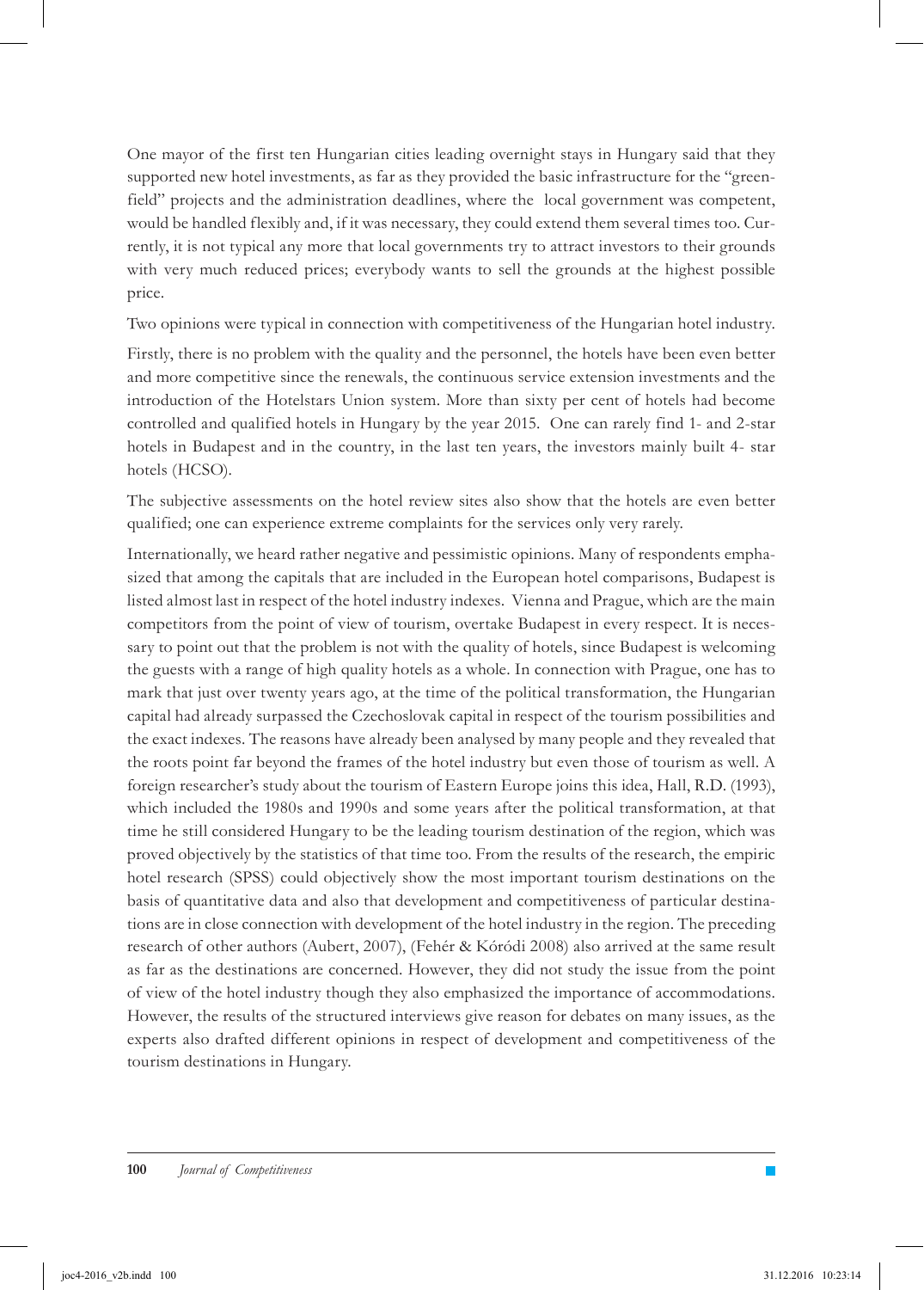One mayor of the first ten Hungarian cities leading overnight stays in Hungary said that they supported new hotel investments, as far as they provided the basic infrastructure for the "greenfield" projects and the administration deadlines, where the local government was competent, would be handled flexibly and, if it was necessary, they could extend them several times too. Currently, it is not typical any more that local governments try to attract investors to their grounds with very much reduced prices; everybody wants to sell the grounds at the highest possible price.

Two opinions were typical in connection with competitiveness of the Hungarian hotel industry.

Firstly, there is no problem with the quality and the personnel, the hotels have been even better and more competitive since the renewals, the continuous service extension investments and the introduction of the Hotelstars Union system. More than sixty per cent of hotels had become controlled and qualified hotels in Hungary by the year 2015. One can rarely find 1- and 2-star hotels in Budapest and in the country, in the last ten years, the investors mainly built 4- star hotels (HCSO).

The subjective assessments on the hotel review sites also show that the hotels are even better qualified; one can experience extreme complaints for the services only very rarely.

Internationally, we heard rather negative and pessimistic opinions. Many of respondents emphasized that among the capitals that are included in the European hotel comparisons, Budapest is listed almost last in respect of the hotel industry indexes. Vienna and Prague, which are the main competitors from the point of view of tourism, overtake Budapest in every respect. It is necessary to point out that the problem is not with the quality of hotels, since Budapest is welcoming the guests with a range of high quality hotels as a whole. In connection with Prague, one has to mark that just over twenty years ago, at the time of the political transformation, the Hungarian capital had already surpassed the Czechoslovak capital in respect of the tourism possibilities and the exact indexes. The reasons have already been analysed by many people and they revealed that the roots point far beyond the frames of the hotel industry but even those of tourism as well. A foreign researcher's study about the tourism of Eastern Europe joins this idea, Hall, R.D. (1993), which included the 1980s and 1990s and some years after the political transformation, at that time he still considered Hungary to be the leading tourism destination of the region, which was proved objectively by the statistics of that time too. From the results of the research, the empiric hotel research (SPSS) could objectively show the most important tourism destinations on the basis of quantitative data and also that development and competitiveness of particular destinations are in close connection with development of the hotel industry in the region. The preceding research of other authors (Aubert, 2007), (Fehér & Kóródi 2008) also arrived at the same result as far as the destinations are concerned. However, they did not study the issue from the point of view of the hotel industry though they also emphasized the importance of accommodations. However, the results of the structured interviews give reason for debates on many issues, as the experts also drafted different opinions in respect of development and competitiveness of the tourism destinations in Hungary.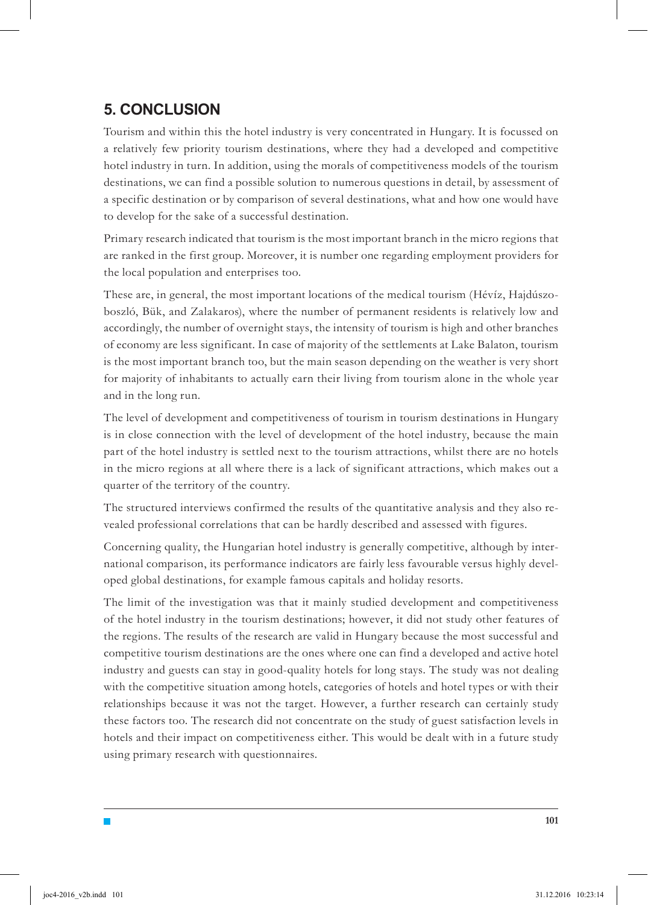## 5. CONCLUSION

Tourism and within this the hotel industry is very concentrated in Hungary. It is focussed on a relatively few priority tourism destinations, where they had a developed and competitive hotel industry in turn. In addition, using the morals of competitiveness models of the tourism destinations, we can find a possible solution to numerous questions in detail, by assessment of a specific destination or by comparison of several destinations, what and how one would have to develop for the sake of a successful destination.

Primary research indicated that tourism is the most important branch in the micro regions that are ranked in the first group. Moreover, it is number one regarding employment providers for the local population and enterprises too.

These are, in general, the most important locations of the medical tourism (Hévíz, Hajdúszoboszló, Bük, and Zalakaros), where the number of permanent residents is relatively low and accordingly, the number of overnight stays, the intensity of tourism is high and other branches of economy are less significant. In case of majority of the settlements at Lake Balaton, tourism is the most important branch too, but the main season depending on the weather is very short for majority of inhabitants to actually earn their living from tourism alone in the whole year and in the long run.

The level of development and competitiveness of tourism in tourism destinations in Hungary is in close connection with the level of development of the hotel industry, because the main part of the hotel industry is settled next to the tourism attractions, whilst there are no hotels in the micro regions at all where there is a lack of significant attractions, which makes out a quarter of the territory of the country.

The structured interviews confirmed the results of the quantitative analysis and they also revealed professional correlations that can be hardly described and assessed with figures.

Concerning quality, the Hungarian hotel industry is generally competitive, although by international comparison, its performance indicators are fairly less favourable versus highly developed global destinations, for example famous capitals and holiday resorts.

The limit of the investigation was that it mainly studied development and competitiveness of the hotel industry in the tourism destinations; however, it did not study other features of the regions. The results of the research are valid in Hungary because the most successful and competitive tourism destinations are the ones where one can find a developed and active hotel industry and guests can stay in good-quality hotels for long stays. The study was not dealing with the competitive situation among hotels, categories of hotels and hotel types or with their relationships because it was not the target. However, a further research can certainly study these factors too. The research did not concentrate on the study of guest satisfaction levels in hotels and their impact on competitiveness either. This would be dealt with in a future study using primary research with questionnaires.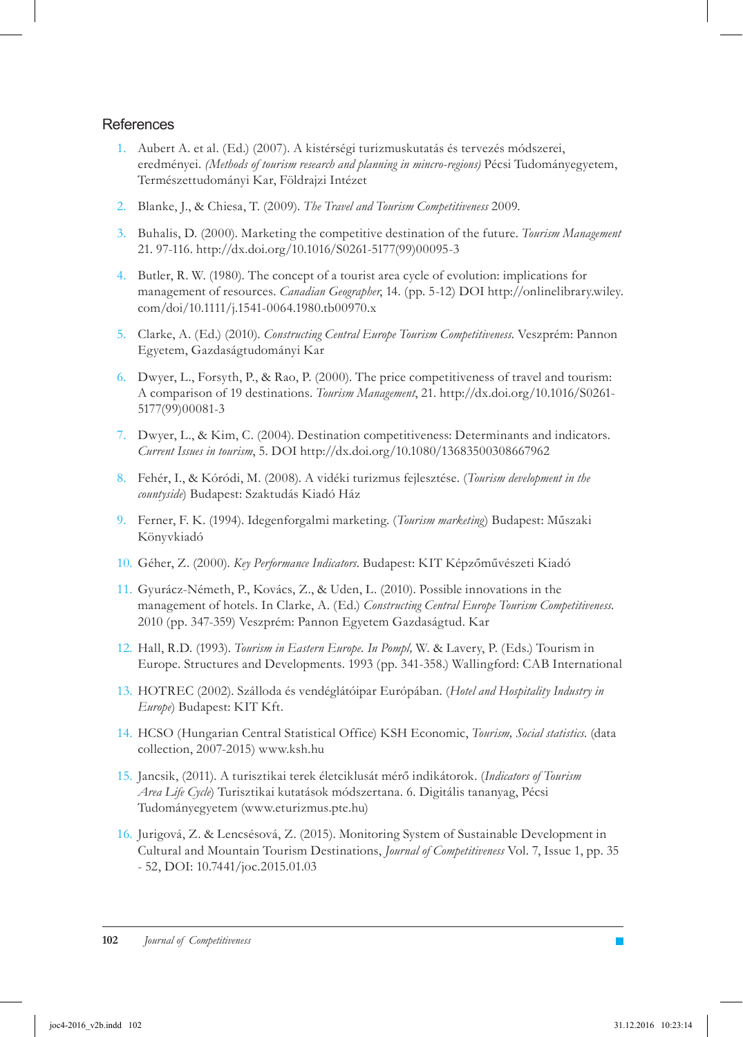## References

1. Aubert A. et al. (Ed.) (2007). A kistérségi turizmuskutatás és tervezés módszerei, eredményei. *(Methods of tourism research and planning in mincro-regions)* Pécsi Tudományegyetem, Természettudományi Kar, Földrajzi Intézet

2. Blanke, J., & Chiesa, T. (2009). *The Travel and Tourism Competitiveness* 2009.

3. Buhalis, D. (2000). Marketing the competitive destination of the future. *Tourism Management* 21. 97-116. http://dx.doi.org/10.1016/S0261-5177(99)00095-3

4. Butler, R. W. (1980). The concept of a tourist area cycle of evolution: implications for management of resources. *Canadian Geographer*, 14. (pp. 5-12) DOI http://onlinelibrary.wiley.com/doi/10.1111/j.1541-0064.1980.tb00970.x

5. Clarke, A. (Ed.) (2010). *Constructing Central Europe Tourism Competitiveness.* Veszprém: Pannon Egyetem, Gazdaságtudományi Kar

6. Dwyer, L., Forsyth, P., & Rao, P. (2000). The price competitiveness of travel and tourism: A comparison of 19 destinations. *Tourism Management*, 21. http://dx.doi.org/10.1016/S0261-5177(99)00081-3

7. Dwyer, L., & Kim, C. (2004). Destination competitiveness: Determinants and indicators. *Current Issues in tourism*, 5. DOI http://dx.doi.org/10.1080/13683500308667962

8. Fehér, I., & Kóródi, M. (2008). A vidéki turizmus fejlesztése. (*Tourism development in the countyside*) Budapest: Szaktudás Kiadó Ház

9. Ferner, F. K. (1994). Idegenforgalmi marketing. (*Tourism marketing*) Budapest: Műszaki Könyvkiadó

10. Géher, Z. (2000). *Key Performance Indicators.* Budapest: KIT Képzőművészeti Kiadó

11. Gyurácz-Németh, P., Kovács, Z., & Uden, L. (2010). Possible innovations in the management of hotels. In Clarke, A. (Ed.) *Constructing Central Europe Tourism Competitiveness.* 2010 (pp. 347-359) Veszprém: Pannon Egyetem Gazdaságtud. Kar

12. Hall, R.D. (1993). *Tourism in Eastern Europe. In Pompl,* W. & Lavery, P. (Eds.) Tourism in Europe. Structures and Developments. 1993 (pp. 341-358.) Wallingford: CAB International

13. HOTREC (2002). Szálloda és vendéglátóipar Európában. (*Hotel and Hospitality Industry in Europe*) Budapest: KIT Kft.

14. HCSO (Hungarian Central Statistical Office) KSH Economic, *Tourism, Social statistics.* (data collection, 2007-2015) www.ksh.hu

15. Jancsik, (2011). A turisztikai terek életciklusát mérő indikátorok. (*Indicators of Tourism Area Life Cycle*) Turisztikai kutatások módszertana. 6. Digitális tananyag, Pécsi Tudományegyetem (www.eturizmus.pte.hu)

16. Jurigová, Z. & Lencsésová, Z. (2015). Monitoring System of Sustainable Development in Cultural and Mountain Tourism Destinations, *Journal of Competitiveness* Vol. 7, Issue 1, pp. 35 - 52, DOI: 10.7441/joc.2015.01.03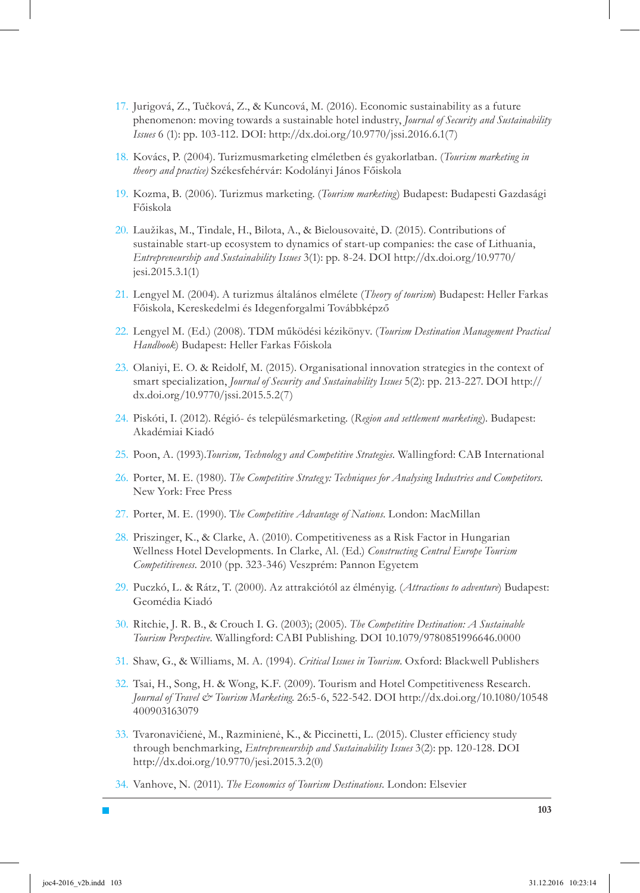17. Jurigová, Z., Tučková, Z., & Kuncová, M. (2016). Economic sustainability as a future phenomenon: moving towards a sustainable hotel industry, *Journal of Security and Sustainability Issues* 6 (1): pp. 103-112. DOI: http://dx.doi.org/10.9770/jssi.2016.6.1(7)

18. Kovács, P. (2004). Turizmusmarketing elméletben és gyakorlatban. (*Tourism marketing in theory and practice)* Székesfehérvár: Kodolányi János Főiskola

19. Kozma, B. (2006). Turizmus marketing. (*Tourism marketing*) Budapest: Budapesti Gazdasági Főiskola

20. Laužikas, M., Tindale, H., Bilota, A., & Bielousovaitė, D. (2015). Contributions of sustainable start-up ecosystem to dynamics of start-up companies: the case of Lithuania, *Entrepreneurship and Sustainability Issues* 3(1): pp. 8-24. DOI http://dx.doi.org/10.9770/jesi.2015.3.1(1)

21. Lengyel M. (2004). A turizmus általános elmélete (*Theory of tourism*) Budapest: Heller Farkas Főiskola, Kereskedelmi és Idegenforgalmi Továbbképző

22. Lengyel M. (Ed.) (2008). TDM működési kézikönyv. (*Tourism Destination Management Practical Handbook*) Budapest: Heller Farkas Főiskola

23. Olaniyi, E. O. & Reidolf, M. (2015). Organisational innovation strategies in the context of smart specialization, *Journal of Security and Sustainability Issues* 5(2): pp. 213-227. DOI http://dx.doi.org/10.9770/jssi.2015.5.2(7)

24. Piskóti, I. (2012). Régió- és településmarketing. (*Region and settlement marketing*). Budapest: Akadémiai Kiadó

25. Poon, A. (1993).*Tourism, Technology and Competitive Strategies.* Wallingford: CAB International

26. Porter, M. E. (1980). *The Competitive Strategy: Techniques for Analysing Industries and Competitors.* New York: Free Press

27. Porter, M. E. (1990). T*he Competitive Advantage of Nations.* London: MacMillan

28. Priszinger, K., & Clarke, A. (2010). Competitiveness as a Risk Factor in Hungarian Wellness Hotel Developments. In Clarke, Al. (Ed.) *Constructing Central Europe Tourism Competitiveness.* 2010 (pp. 323-346) Veszprém: Pannon Egyetem

29. Puczkó, L. & Rátz, T. (2000). Az attrakciótól az élményig. (*Attractions to adventure*) Budapest: Geomédia Kiadó

30. Ritchie, J. R. B., & Crouch I. G. (2003); (2005). *The Competitive Destination: A Sustainable Tourism Perspective.* Wallingford: CABI Publishing. DOI 10.1079/9780851996646.0000

31. Shaw, G., & Williams, M. A. (1994). *Critical Issues in Tourism.* Oxford: Blackwell Publishers

32. Tsai, H., Song, H. & Wong, K.F. (2009). Tourism and Hotel Competitiveness Research. *Journal of Travel & Tourism Marketing.* 26:5-6, 522-542. DOI http://dx.doi.org/10.1080/10548400903163079

33. Tvaronavičienė, M., Razminienė, K., & Piccinetti, L. (2015). Cluster efficiency study through benchmarking, *Entrepreneurship and Sustainability Issues* 3(2): pp. 120-128. DOI http://dx.doi.org/10.9770/jesi.2015.3.2(0)

34. Vanhove, N. (2011). *The Economics of Tourism Destinations.* London: Elsevier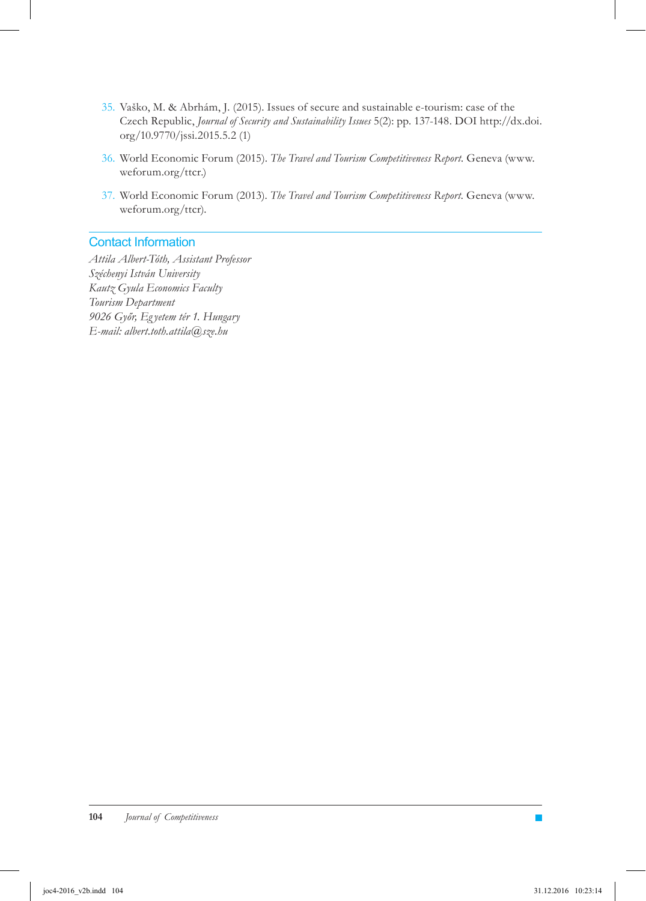35. Vaško, M. & Abrhám, J. (2015). Issues of secure and sustainable e-tourism: case of the Czech Republic, *Journal of Security and Sustainability Issues* 5(2): pp. 137-148. DOI http://dx.doi.org/10.9770/jssi.2015.5.2 (1)
36. World Economic Forum (2015). *The Travel and Tourism Competitiveness Report.* Geneva (www.weforum.org/ttcr.)
37. World Economic Forum (2013). *The Travel and Tourism Competitiveness Report.* Geneva (www.weforum.org/ttcr).

## Contact Information

*Attila Albert-Tóth, Assistant Professor*
*Széchenyi István University*
*Kautz Gyula Economics Faculty*
*Tourism Department*
*9026 Győr, Egyetem tér 1. Hungary*
*E-mail: albert.toth.attila@sze.hu*